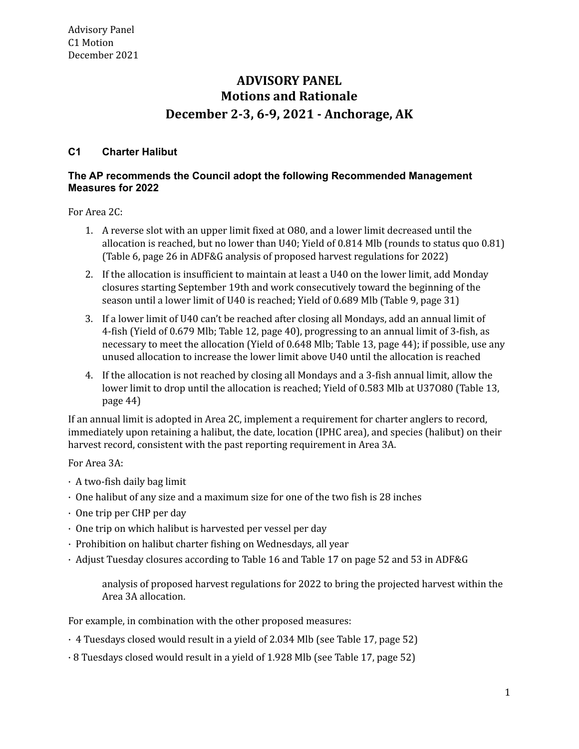# ADVISORY PANEL
## Motions and Rationale
## December 2-3, 6-9, 2021 - Anchorage, AK

### C1 Charter Halibut

**The AP recommends the Council adopt the following Recommended Management Measures for 2022**

For Area 2C:

1. A reverse slot with an upper limit fixed at O80, and a lower limit decreased until the allocation is reached, but no lower than U40; Yield of 0.814 Mlb (rounds to status quo 0.81) (Table 6, page 26 in ADF&G analysis of proposed harvest regulations for 2022)
2. If the allocation is insufficient to maintain at least a U40 on the lower limit, add Monday closures starting September 19th and work consecutively toward the beginning of the season until a lower limit of U40 is reached; Yield of 0.689 Mlb (Table 9, page 31)
3. If a lower limit of U40 can't be reached after closing all Mondays, add an annual limit of 4-fish (Yield of 0.679 Mlb; Table 12, page 40), progressing to an annual limit of 3-fish, as necessary to meet the allocation (Yield of 0.648 Mlb; Table 13, page 44); if possible, use any unused allocation to increase the lower limit above U40 until the allocation is reached
4. If the allocation is not reached by closing all Mondays and a 3-fish annual limit, allow the lower limit to drop until the allocation is reached; Yield of 0.583 Mlb at U37O80 (Table 13, page 44)

If an annual limit is adopted in Area 2C, implement a requirement for charter anglers to record, immediately upon retaining a halibut, the date, location (IPHC area), and species (halibut) on their harvest record, consistent with the past reporting requirement in Area 3A.

For Area 3A:

- A two-fish daily bag limit
- One halibut of any size and a maximum size for one of the two fish is 28 inches
- One trip per CHP per day
- One trip on which halibut is harvested per vessel per day
- Prohibition on halibut charter fishing on Wednesdays, all year
- Adjust Tuesday closures according to Table 16 and Table 17 on page 52 and 53 in ADF&G analysis of proposed harvest regulations for 2022 to bring the projected harvest within the Area 3A allocation.

For example, in combination with the other proposed measures:

- 4 Tuesdays closed would result in a yield of 2.034 Mlb (see Table 17, page 52)
- 8 Tuesdays closed would result in a yield of 1.928 Mlb (see Table 17, page 52)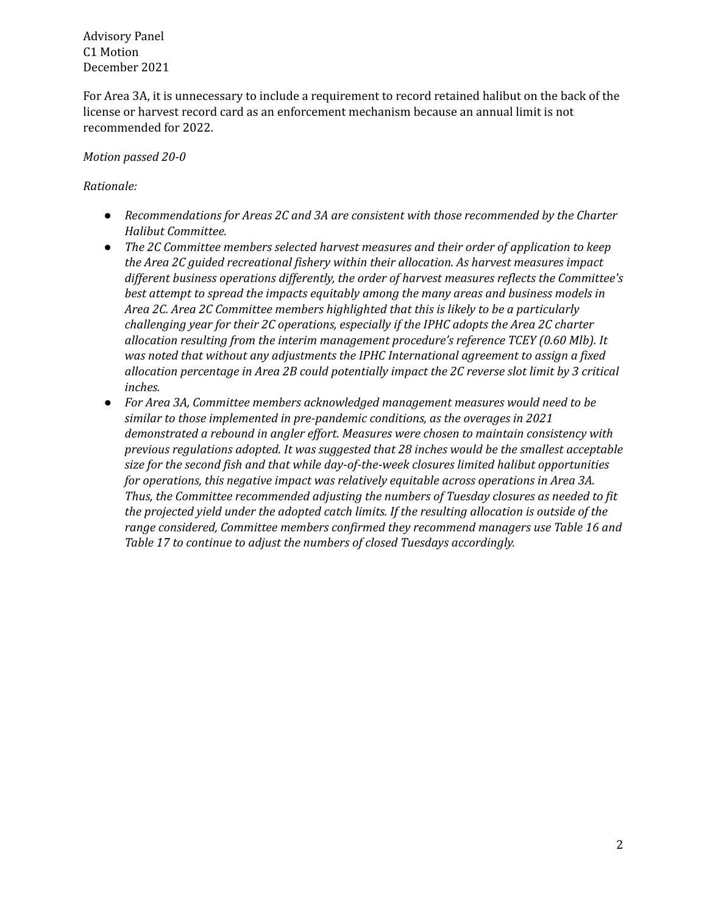Advisory Panel
C1 Motion
December 2021

For Area 3A, it is unnecessary to include a requirement to record retained halibut on the back of the license or harvest record card as an enforcement mechanism because an annual limit is not recommended for 2022.

*Motion passed 20-0*

*Rationale:*

- *Recommendations for Areas 2C and 3A are consistent with those recommended by the Charter Halibut Committee.*
- *The 2C Committee members selected harvest measures and their order of application to keep the Area 2C guided recreational fishery within their allocation. As harvest measures impact different business operations differently, the order of harvest measures reflects the Committee's best attempt to spread the impacts equitably among the many areas and business models in Area 2C. Area 2C Committee members highlighted that this is likely to be a particularly challenging year for their 2C operations, especially if the IPHC adopts the Area 2C charter allocation resulting from the interim management procedure's reference TCEY (0.60 Mlb). It was noted that without any adjustments the IPHC International agreement to assign a fixed allocation percentage in Area 2B could potentially impact the 2C reverse slot limit by 3 critical inches.*
- *For Area 3A, Committee members acknowledged management measures would need to be similar to those implemented in pre-pandemic conditions, as the overages in 2021 demonstrated a rebound in angler effort. Measures were chosen to maintain consistency with previous regulations adopted. It was suggested that 28 inches would be the smallest acceptable size for the second fish and that while day-of-the-week closures limited halibut opportunities for operations, this negative impact was relatively equitable across operations in Area 3A. Thus, the Committee recommended adjusting the numbers of Tuesday closures as needed to fit the projected yield under the adopted catch limits. If the resulting allocation is outside of the range considered, Committee members confirmed they recommend managers use Table 16 and Table 17 to continue to adjust the numbers of closed Tuesdays accordingly.*